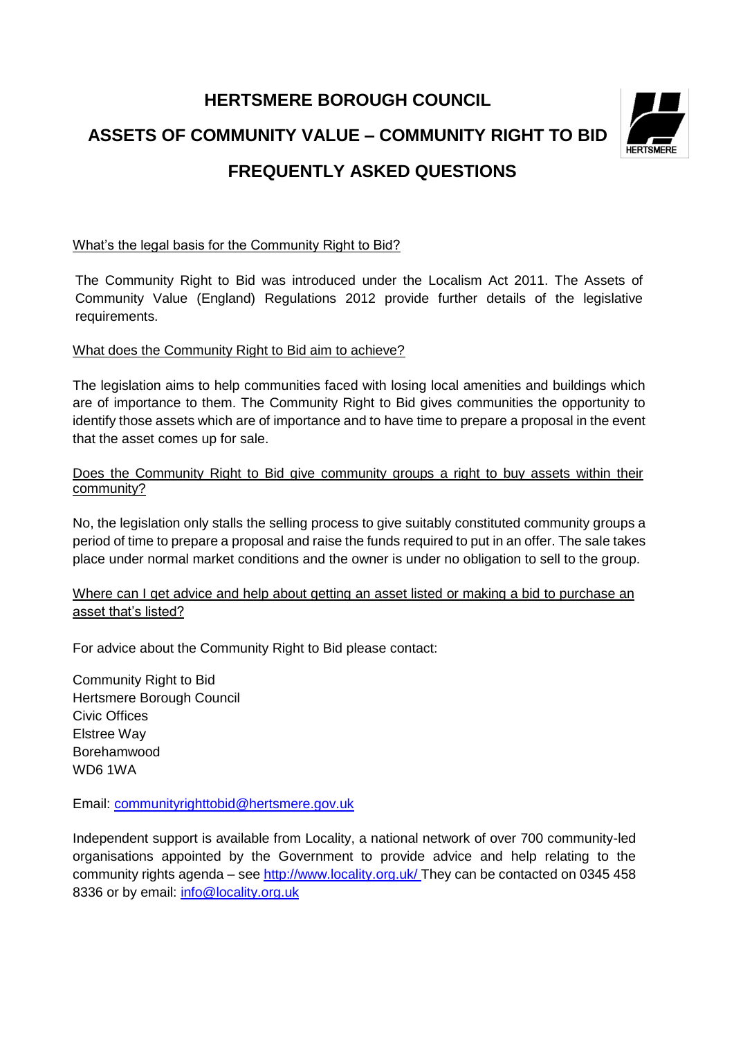# HERTSMERE BOROUGH COUNCIL

## ASSETS OF COMMUNITY VALUE – COMMUNITY RIGHT TO BID

## FREQUENTLY ASKED QUESTIONS

<u>What's the legal basis for the Community Right to Bid?</u>

The Community Right to Bid was introduced under the Localism Act 2011. The Assets of Community Value (England) Regulations 2012 provide further details of the legislative requirements.

<u>What does the Community Right to Bid aim to achieve?</u>

The legislation aims to help communities faced with losing local amenities and buildings which are of importance to them. The Community Right to Bid gives communities the opportunity to identify those assets which are of importance and to have time to prepare a proposal in the event that the asset comes up for sale.

<u>Does the Community Right to Bid give community groups a right to buy assets within their community?</u>

No, the legislation only stalls the selling process to give suitably constituted community groups a period of time to prepare a proposal and raise the funds required to put in an offer. The sale takes place under normal market conditions and the owner is under no obligation to sell to the group.

<u>Where can I get advice and help about getting an asset listed or making a bid to purchase an asset that's listed?</u>

For advice about the Community Right to Bid please contact:

Community Right to Bid
Hertsmere Borough Council
Civic Offices
Elstree Way
Borehamwood
WD6 1WA

Email: [communityrighttobid@hertsmere.gov.uk](mailto:communityrighttobid@hertsmere.gov.uk)

Independent support is available from Locality, a national network of over 700 community-led organisations appointed by the Government to provide advice and help relating to the community rights agenda – see [http://www.locality.org.uk/](http://www.locality.org.uk/) They can be contacted on 0345 458 8336 or by email: [info@locality.org.uk](mailto:info@locality.org.uk)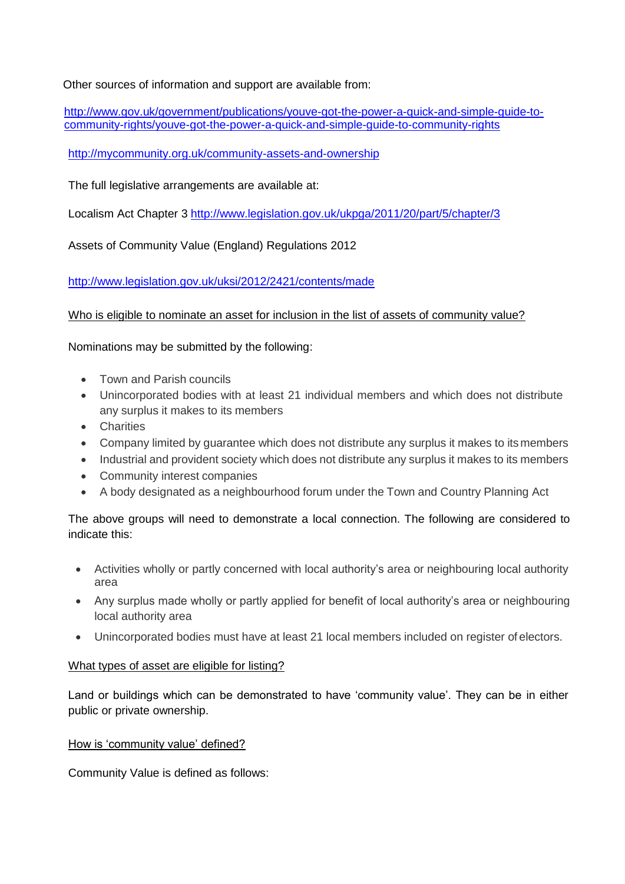Other sources of information and support are available from:

http://www.gov.uk/government/publications/youve-got-the-power-a-quick-and-simple-guide-to-community-rights/youve-got-the-power-a-quick-and-simple-guide-to-community-rights

http://mycommunity.org.uk/community-assets-and-ownership

The full legislative arrangements are available at:

Localism Act Chapter 3 http://www.legislation.gov.uk/ukpga/2011/20/part/5/chapter/3

Assets of Community Value (England) Regulations 2012

http://www.legislation.gov.uk/uksi/2012/2421/contents/made

Who is eligible to nominate an asset for inclusion in the list of assets of community value?

Nominations may be submitted by the following:

- Town and Parish councils
- Unincorporated bodies with at least 21 individual members and which does not distribute any surplus it makes to its members
- Charities
- Company limited by guarantee which does not distribute any surplus it makes to its members
- Industrial and provident society which does not distribute any surplus it makes to its members
- Community interest companies
- A body designated as a neighbourhood forum under the Town and Country Planning Act

The above groups will need to demonstrate a local connection. The following are considered to indicate this:

- Activities wholly or partly concerned with local authority's area or neighbouring local authority area
- Any surplus made wholly or partly applied for benefit of local authority's area or neighbouring local authority area
- Unincorporated bodies must have at least 21 local members included on register of electors.

What types of asset are eligible for listing?

Land or buildings which can be demonstrated to have 'community value'. They can be in either public or private ownership.

How is 'community value' defined?

Community Value is defined as follows: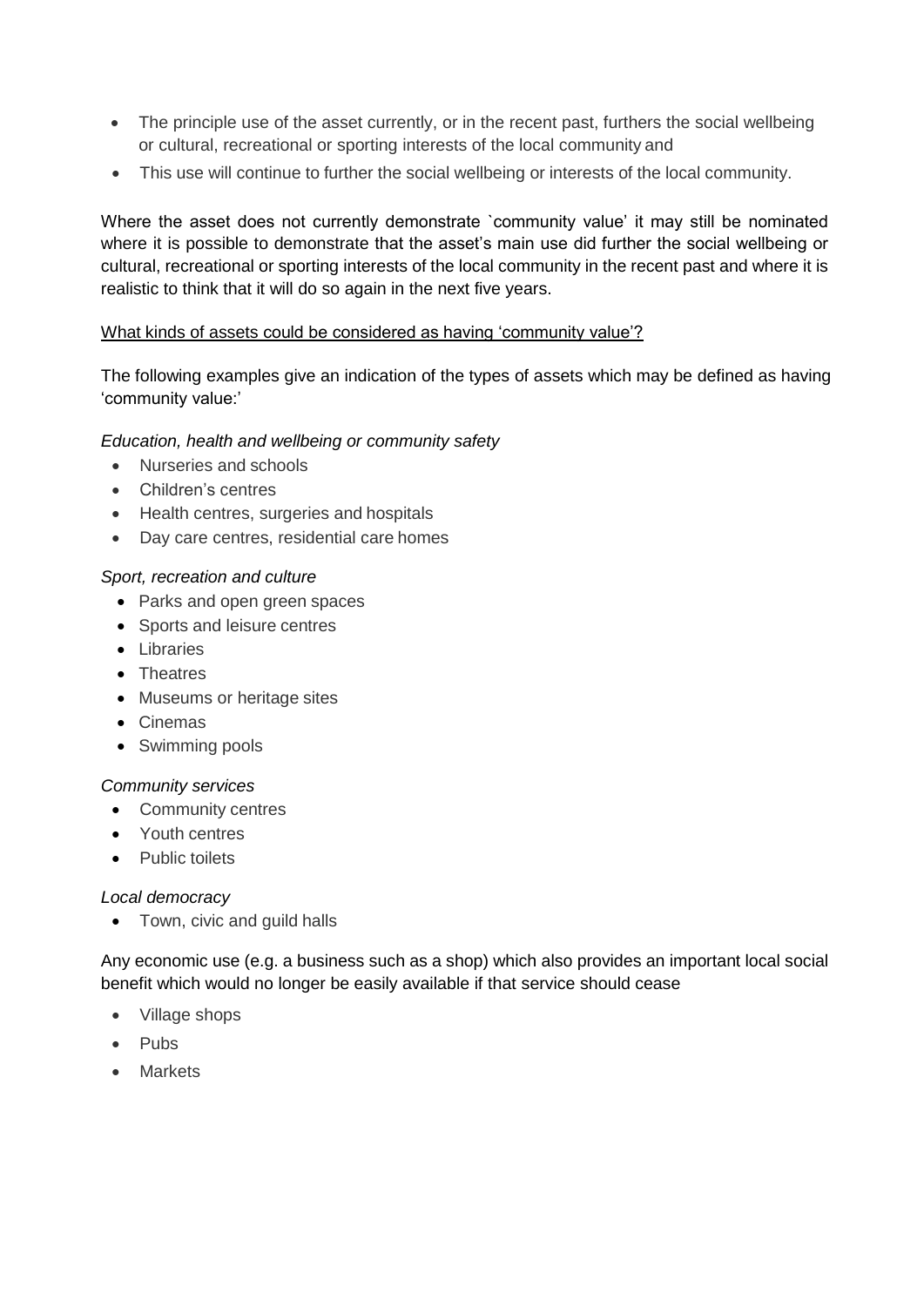- The principle use of the asset currently, or in the recent past, furthers the social wellbeing or cultural, recreational or sporting interests of the local community and
- This use will continue to further the social wellbeing or interests of the local community.

Where the asset does not currently demonstrate `community value' it may still be nominated where it is possible to demonstrate that the asset's main use did further the social wellbeing or cultural, recreational or sporting interests of the local community in the recent past and where it is realistic to think that it will do so again in the next five years.

<u>What kinds of assets could be considered as having 'community value'?</u>

The following examples give an indication of the types of assets which may be defined as having 'community value:'

*Education, health and wellbeing or community safety*

- Nurseries and schools
- Children's centres
- Health centres, surgeries and hospitals
- Day care centres, residential care homes

*Sport, recreation and culture*

- Parks and open green spaces
- Sports and leisure centres
- Libraries
- Theatres
- Museums or heritage sites
- Cinemas
- Swimming pools

*Community services*

- Community centres
- Youth centres
- Public toilets

*Local democracy*

- Town, civic and guild halls

Any economic use (e.g. a business such as a shop) which also provides an important local social benefit which would no longer be easily available if that service should cease

- Village shops
- Pubs
- Markets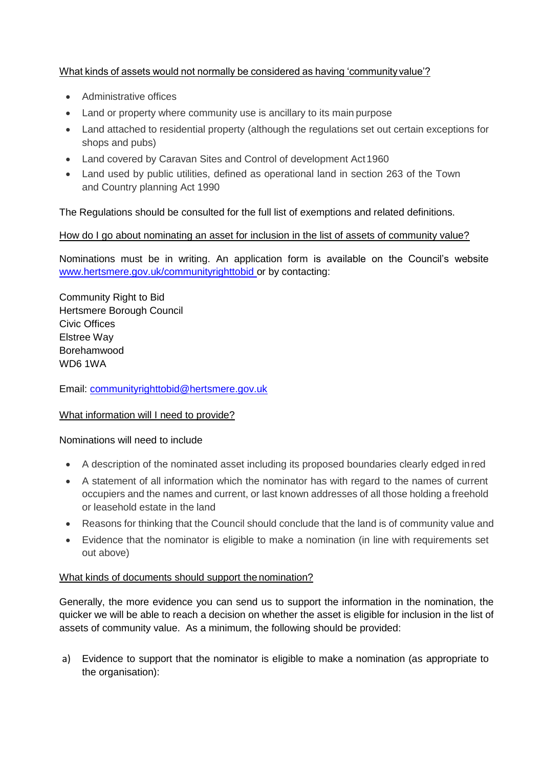What kinds of assets would not normally be considered as having 'community value'?

- Administrative offices
- Land or property where community use is ancillary to its main purpose
- Land attached to residential property (although the regulations set out certain exceptions for shops and pubs)
- Land covered by Caravan Sites and Control of development Act 1960
- Land used by public utilities, defined as operational land in section 263 of the Town and Country planning Act 1990

The Regulations should be consulted for the full list of exemptions and related definitions.

How do I go about nominating an asset for inclusion in the list of assets of community value?

Nominations must be in writing. An application form is available on the Council's website [www.hertsmere.gov.uk/communityrighttobid](www.hertsmere.gov.uk/communityrighttobid) or by contacting:

Community Right to Bid
Hertsmere Borough Council
Civic Offices
Elstree Way
Borehamwood
WD6 1WA

Email: [communityrighttobid@hertsmere.gov.uk](mailto:communityrighttobid@hertsmere.gov.uk)

What information will I need to provide?

Nominations will need to include

- A description of the nominated asset including its proposed boundaries clearly edged in red
- A statement of all information which the nominator has with regard to the names of current occupiers and the names and current, or last known addresses of all those holding a freehold or leasehold estate in the land
- Reasons for thinking that the Council should conclude that the land is of community value and
- Evidence that the nominator is eligible to make a nomination (in line with requirements set out above)

What kinds of documents should support the nomination?

Generally, the more evidence you can send us to support the information in the nomination, the quicker we will be able to reach a decision on whether the asset is eligible for inclusion in the list of assets of community value. As a minimum, the following should be provided:

a) Evidence to support that the nominator is eligible to make a nomination (as appropriate to the organisation):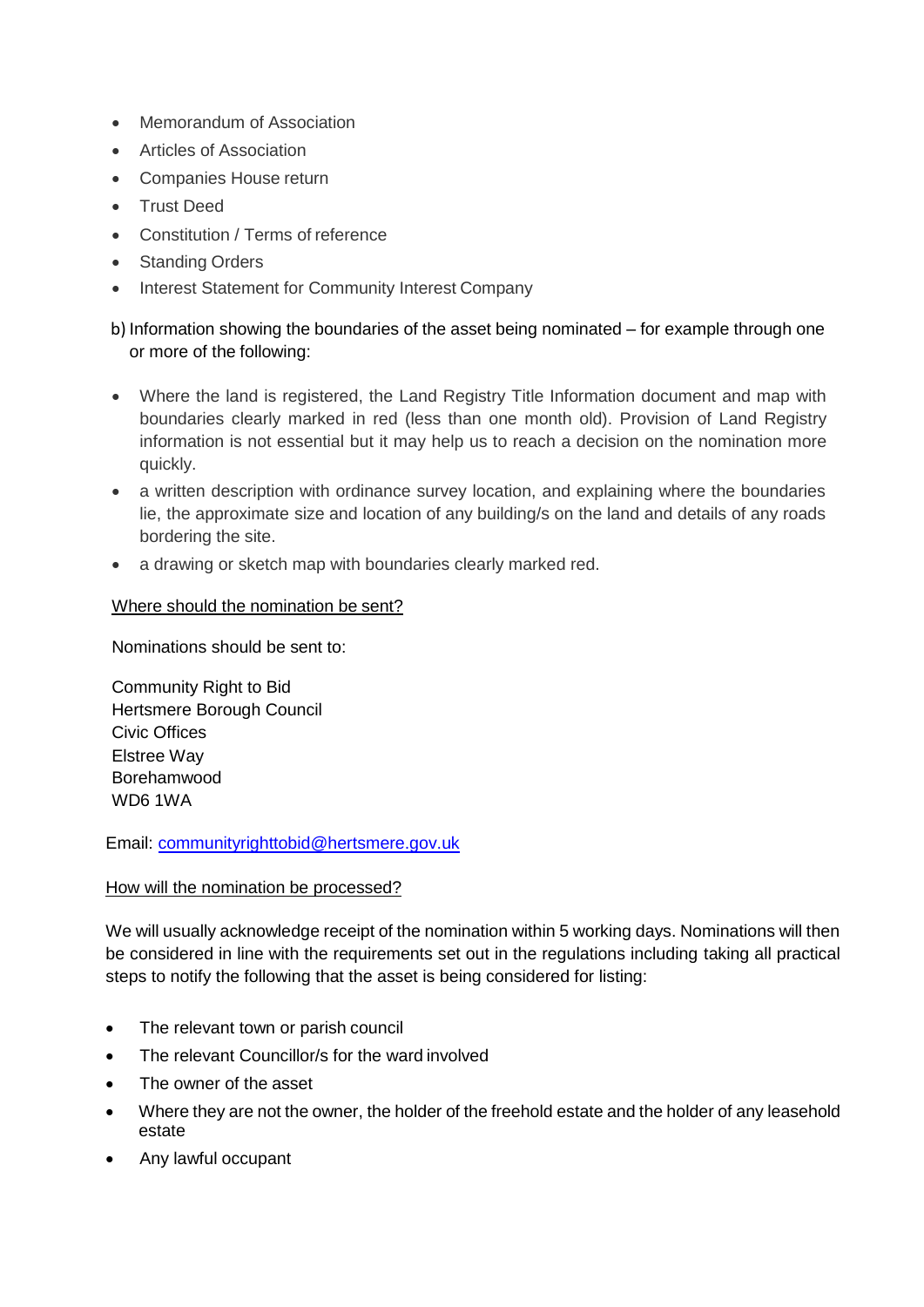- Memorandum of Association
- Articles of Association
- Companies House return
- Trust Deed
- Constitution / Terms of reference
- Standing Orders
- Interest Statement for Community Interest Company

b) Information showing the boundaries of the asset being nominated – for example through one or more of the following:

- Where the land is registered, the Land Registry Title Information document and map with boundaries clearly marked in red (less than one month old). Provision of Land Registry information is not essential but it may help us to reach a decision on the nomination more quickly.
- a written description with ordinance survey location, and explaining where the boundaries lie, the approximate size and location of any building/s on the land and details of any roads bordering the site.
- a drawing or sketch map with boundaries clearly marked red.

<u>Where should the nomination be sent?</u>

Nominations should be sent to:

Community Right to Bid
Hertsmere Borough Council
Civic Offices
Elstree Way
Borehamwood
WD6 1WA

Email: communityrighttobid@hertsmere.gov.uk

<u>How will the nomination be processed?</u>

We will usually acknowledge receipt of the nomination within 5 working days. Nominations will then be considered in line with the requirements set out in the regulations including taking all practical steps to notify the following that the asset is being considered for listing:

- The relevant town or parish council
- The relevant Councillor/s for the ward involved
- The owner of the asset
- Where they are not the owner, the holder of the freehold estate and the holder of any leasehold estate
- Any lawful occupant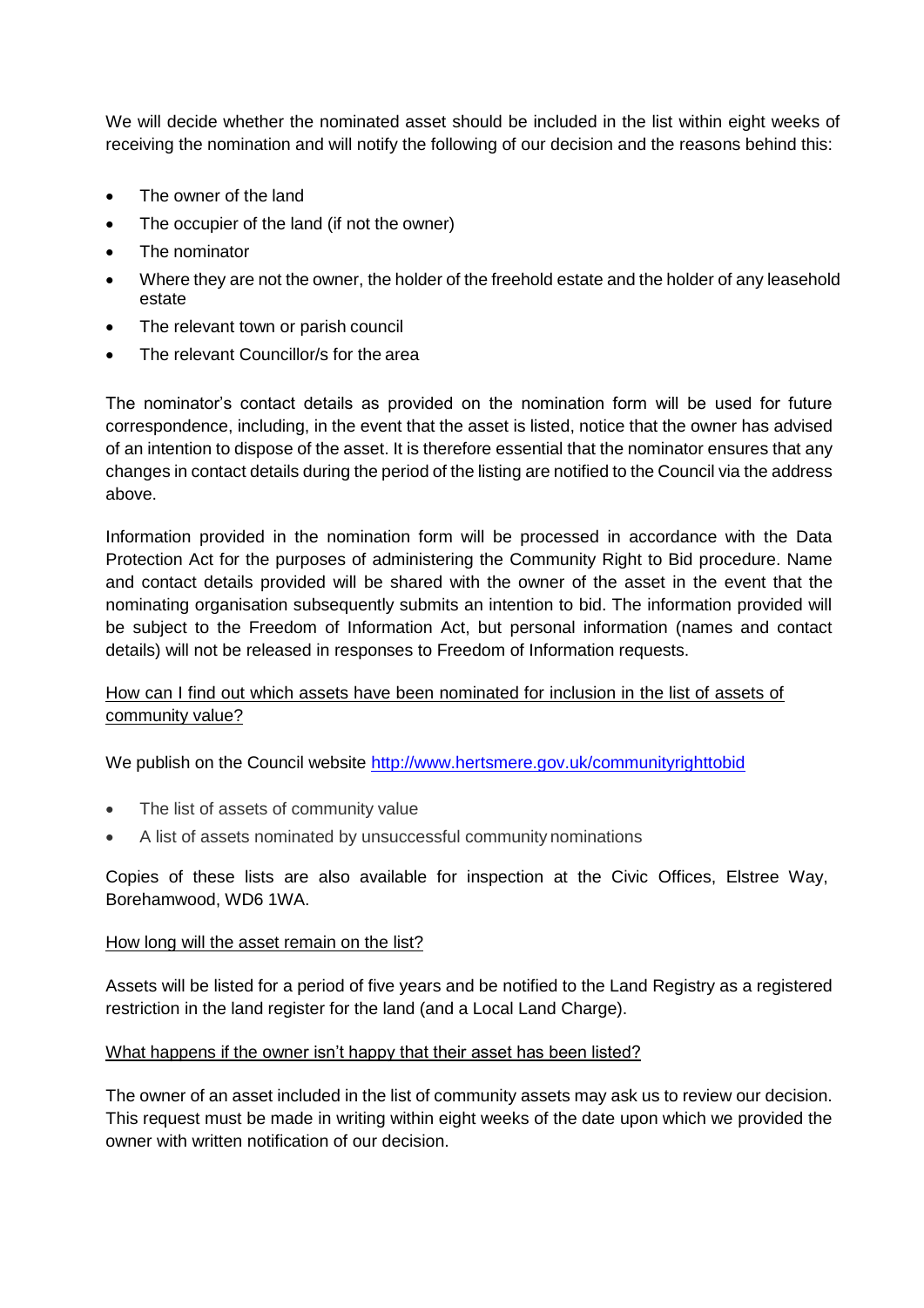We will decide whether the nominated asset should be included in the list within eight weeks of receiving the nomination and will notify the following of our decision and the reasons behind this:

- The owner of the land
- The occupier of the land (if not the owner)
- The nominator
- Where they are not the owner, the holder of the freehold estate and the holder of any leasehold estate
- The relevant town or parish council
- The relevant Councillor/s for the area

The nominator's contact details as provided on the nomination form will be used for future correspondence, including, in the event that the asset is listed, notice that the owner has advised of an intention to dispose of the asset. It is therefore essential that the nominator ensures that any changes in contact details during the period of the listing are notified to the Council via the address above.

Information provided in the nomination form will be processed in accordance with the Data Protection Act for the purposes of administering the Community Right to Bid procedure. Name and contact details provided will be shared with the owner of the asset in the event that the nominating organisation subsequently submits an intention to bid. The information provided will be subject to the Freedom of Information Act, but personal information (names and contact details) will not be released in responses to Freedom of Information requests.

How can I find out which assets have been nominated for inclusion in the list of assets of community value?

We publish on the Council website [http://www.hertsmere.gov.uk/communityrighttobid](http://www.hertsmere.gov.uk/communityrighttobid)

- The list of assets of community value
- A list of assets nominated by unsuccessful community nominations

Copies of these lists are also available for inspection at the Civic Offices, Elstree Way, Borehamwood, WD6 1WA.

How long will the asset remain on the list?

Assets will be listed for a period of five years and be notified to the Land Registry as a registered restriction in the land register for the land (and a Local Land Charge).

What happens if the owner isn't happy that their asset has been listed?

The owner of an asset included in the list of community assets may ask us to review our decision. This request must be made in writing within eight weeks of the date upon which we provided the owner with written notification of our decision.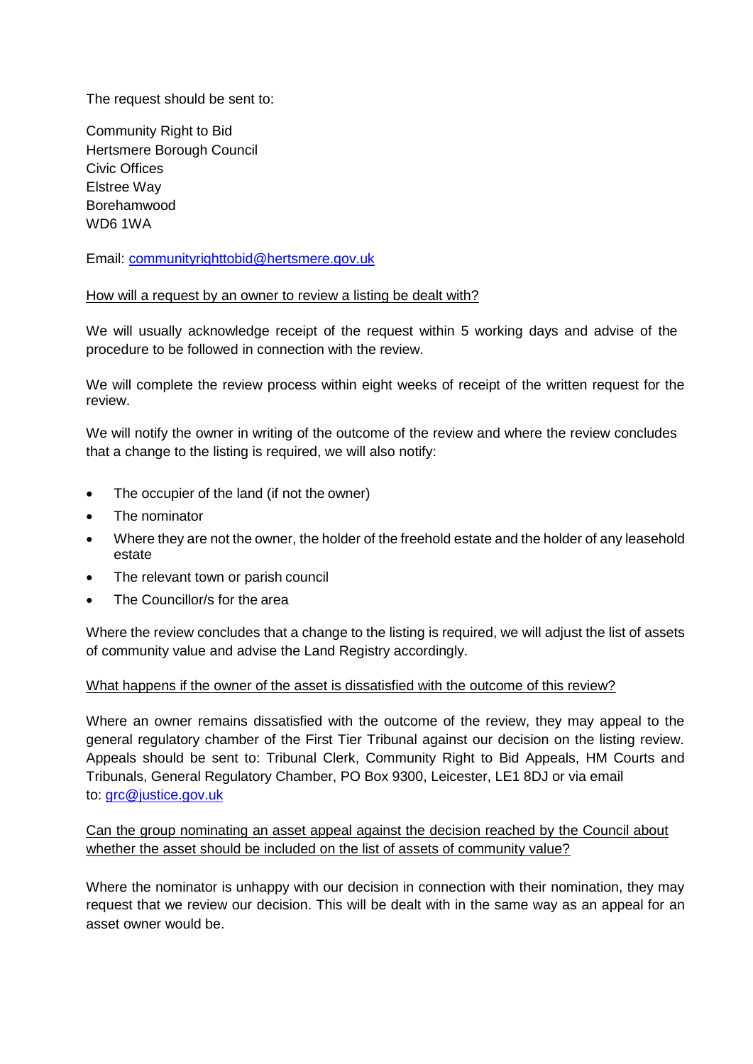The request should be sent to:

Community Right to Bid
Hertsmere Borough Council
Civic Offices
Elstree Way
Borehamwood
WD6 1WA

Email: [communityrighttobid@hertsmere.gov.uk](mailto:communityrighttobid@hertsmere.gov.uk)

<u>How will a request by an owner to review a listing be dealt with?</u>

We will usually acknowledge receipt of the request within 5 working days and advise of the procedure to be followed in connection with the review.

We will complete the review process within eight weeks of receipt of the written request for the review.

We will notify the owner in writing of the outcome of the review and where the review concludes that a change to the listing is required, we will also notify:

- The occupier of the land (if not the owner)
- The nominator
- Where they are not the owner, the holder of the freehold estate and the holder of any leasehold estate
- The relevant town or parish council
- The Councillor/s for the area

Where the review concludes that a change to the listing is required, we will adjust the list of assets of community value and advise the Land Registry accordingly.

<u>What happens if the owner of the asset is dissatisfied with the outcome of this review?</u>

Where an owner remains dissatisfied with the outcome of the review, they may appeal to the general regulatory chamber of the First Tier Tribunal against our decision on the listing review. Appeals should be sent to: Tribunal Clerk, Community Right to Bid Appeals, HM Courts and Tribunals, General Regulatory Chamber, PO Box 9300, Leicester, LE1 8DJ or via email to: [grc@justice.gov.uk](mailto:grc@justice.gov.uk)

<u>Can the group nominating an asset appeal against the decision reached by the Council about whether the asset should be included on the list of assets of community value?</u>

Where the nominator is unhappy with our decision in connection with their nomination, they may request that we review our decision. This will be dealt with in the same way as an appeal for an asset owner would be.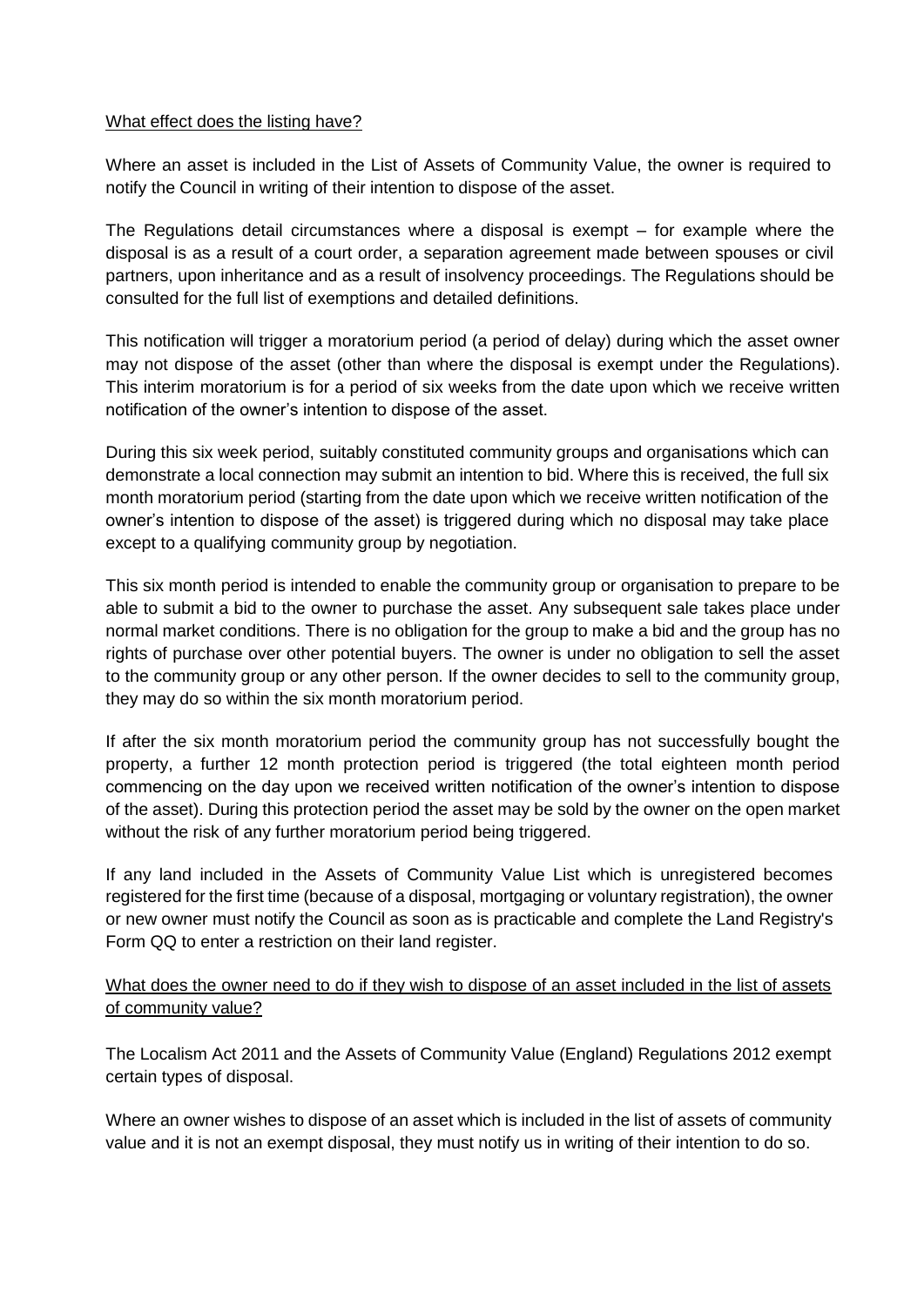## What effect does the listing have?

Where an asset is included in the List of Assets of Community Value, the owner is required to notify the Council in writing of their intention to dispose of the asset.

The Regulations detail circumstances where a disposal is exempt – for example where the disposal is as a result of a court order, a separation agreement made between spouses or civil partners, upon inheritance and as a result of insolvency proceedings. The Regulations should be consulted for the full list of exemptions and detailed definitions.

This notification will trigger a moratorium period (a period of delay) during which the asset owner may not dispose of the asset (other than where the disposal is exempt under the Regulations). This interim moratorium is for a period of six weeks from the date upon which we receive written notification of the owner's intention to dispose of the asset.

During this six week period, suitably constituted community groups and organisations which can demonstrate a local connection may submit an intention to bid. Where this is received, the full six month moratorium period (starting from the date upon which we receive written notification of the owner's intention to dispose of the asset) is triggered during which no disposal may take place except to a qualifying community group by negotiation.

This six month period is intended to enable the community group or organisation to prepare to be able to submit a bid to the owner to purchase the asset. Any subsequent sale takes place under normal market conditions. There is no obligation for the group to make a bid and the group has no rights of purchase over other potential buyers. The owner is under no obligation to sell the asset to the community group or any other person. If the owner decides to sell to the community group, they may do so within the six month moratorium period.

If after the six month moratorium period the community group has not successfully bought the property, a further 12 month protection period is triggered (the total eighteen month period commencing on the day upon we received written notification of the owner's intention to dispose of the asset). During this protection period the asset may be sold by the owner on the open market without the risk of any further moratorium period being triggered.

If any land included in the Assets of Community Value List which is unregistered becomes registered for the first time (because of a disposal, mortgaging or voluntary registration), the owner or new owner must notify the Council as soon as is practicable and complete the Land Registry's Form QQ to enter a restriction on their land register.

## What does the owner need to do if they wish to dispose of an asset included in the list of assets of community value?

The Localism Act 2011 and the Assets of Community Value (England) Regulations 2012 exempt certain types of disposal.

Where an owner wishes to dispose of an asset which is included in the list of assets of community value and it is not an exempt disposal, they must notify us in writing of their intention to do so.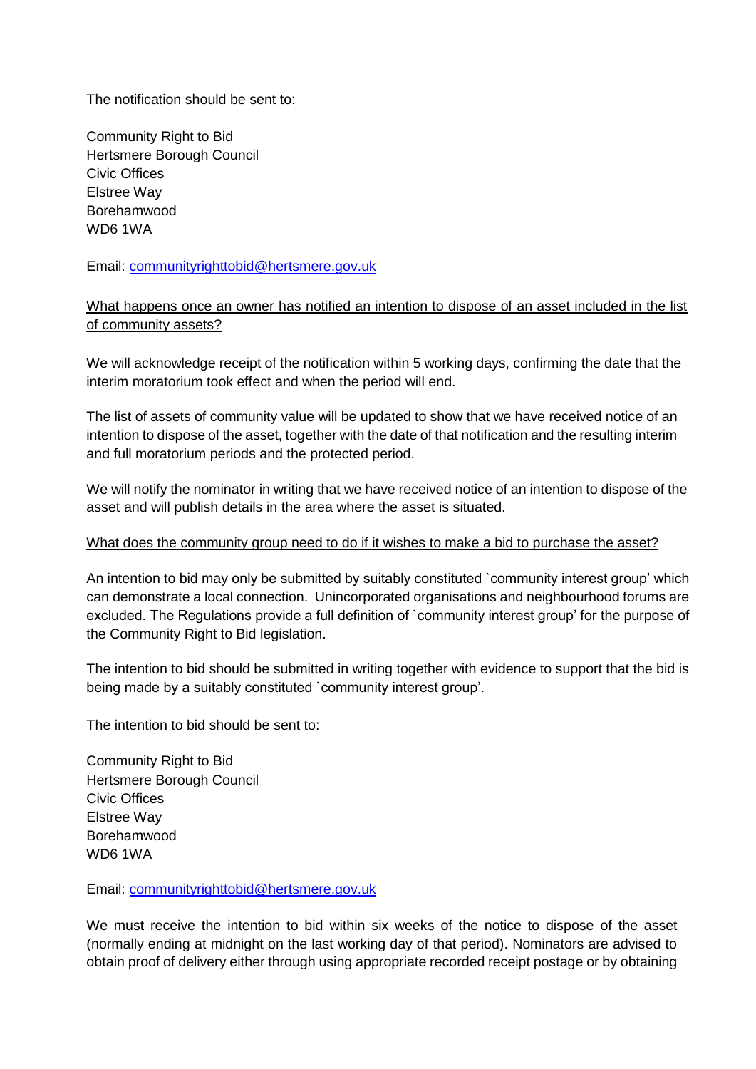The notification should be sent to:

Community Right to Bid
Hertsmere Borough Council
Civic Offices
Elstree Way
Borehamwood
WD6 1WA

Email: [communityrighttobid@hertsmere.gov.uk](mailto:communityrighttobid@hertsmere.gov.uk)

<u>What happens once an owner has notified an intention to dispose of an asset included in the list of community assets?</u>

We will acknowledge receipt of the notification within 5 working days, confirming the date that the interim moratorium took effect and when the period will end.

The list of assets of community value will be updated to show that we have received notice of an intention to dispose of the asset, together with the date of that notification and the resulting interim and full moratorium periods and the protected period.

We will notify the nominator in writing that we have received notice of an intention to dispose of the asset and will publish details in the area where the asset is situated.

<u>What does the community group need to do if it wishes to make a bid to purchase the asset?</u>

An intention to bid may only be submitted by suitably constituted `community interest group' which can demonstrate a local connection. Unincorporated organisations and neighbourhood forums are excluded. The Regulations provide a full definition of `community interest group' for the purpose of the Community Right to Bid legislation.

The intention to bid should be submitted in writing together with evidence to support that the bid is being made by a suitably constituted `community interest group'.

The intention to bid should be sent to:

Community Right to Bid
Hertsmere Borough Council
Civic Offices
Elstree Way
Borehamwood
WD6 1WA

Email: [communityrighttobid@hertsmere.gov.uk](mailto:communityrighttobid@hertsmere.gov.uk)

We must receive the intention to bid within six weeks of the notice to dispose of the asset (normally ending at midnight on the last working day of that period). Nominators are advised to obtain proof of delivery either through using appropriate recorded receipt postage or by obtaining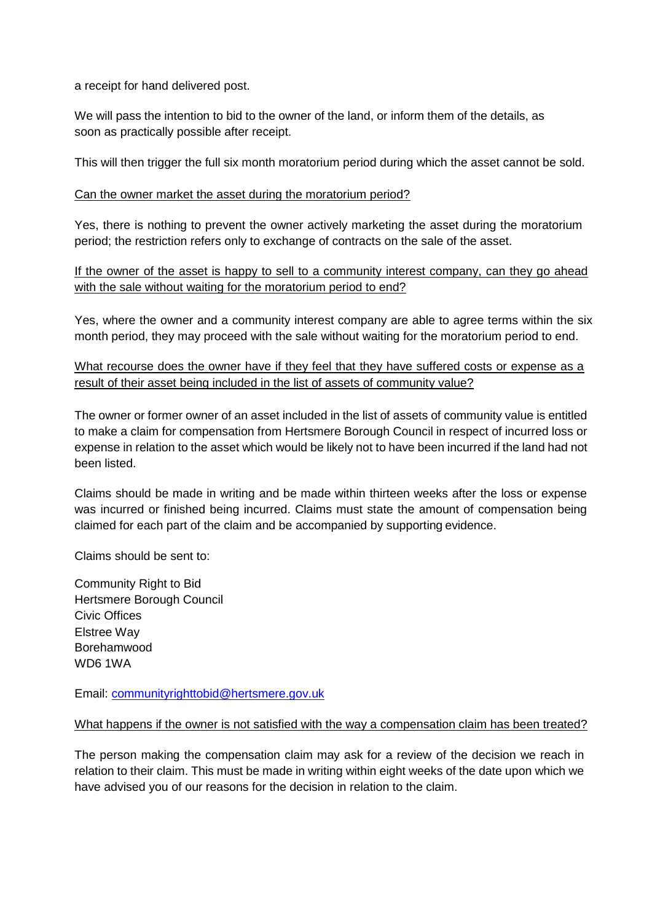a receipt for hand delivered post.

We will pass the intention to bid to the owner of the land, or inform them of the details, as soon as practically possible after receipt.

This will then trigger the full six month moratorium period during which the asset cannot be sold.

<u>Can the owner market the asset during the moratorium period?</u>

Yes, there is nothing to prevent the owner actively marketing the asset during the moratorium period; the restriction refers only to exchange of contracts on the sale of the asset.

<u>If the owner of the asset is happy to sell to a community interest company, can they go ahead with the sale without waiting for the moratorium period to end?</u>

Yes, where the owner and a community interest company are able to agree terms within the six month period, they may proceed with the sale without waiting for the moratorium period to end.

<u>What recourse does the owner have if they feel that they have suffered costs or expense as a result of their asset being included in the list of assets of community value?</u>

The owner or former owner of an asset included in the list of assets of community value is entitled to make a claim for compensation from Hertsmere Borough Council in respect of incurred loss or expense in relation to the asset which would be likely not to have been incurred if the land had not been listed.

Claims should be made in writing and be made within thirteen weeks after the loss or expense was incurred or finished being incurred. Claims must state the amount of compensation being claimed for each part of the claim and be accompanied by supporting evidence.

Claims should be sent to:

Community Right to Bid
Hertsmere Borough Council
Civic Offices
Elstree Way
Borehamwood
WD6 1WA

Email: [communityrighttobid@hertsmere.gov.uk](mailto:communityrighttobid@hertsmere.gov.uk)

<u>What happens if the owner is not satisfied with the way a compensation claim has been treated?</u>

The person making the compensation claim may ask for a review of the decision we reach in relation to their claim. This must be made in writing within eight weeks of the date upon which we have advised you of our reasons for the decision in relation to the claim.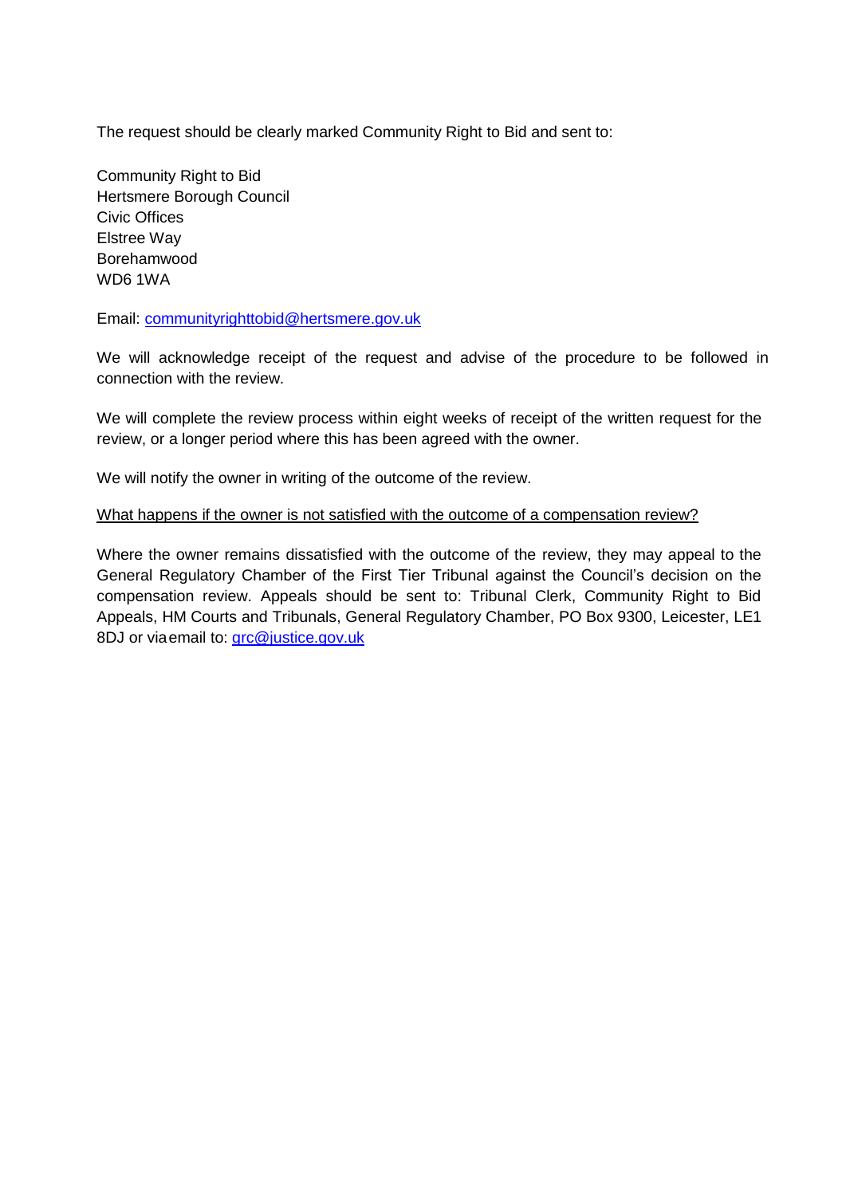The request should be clearly marked Community Right to Bid and sent to:

Community Right to Bid  
Hertsmere Borough Council  
Civic Offices  
Elstree Way  
Borehamwood  
WD6 1WA

Email: [communityrighttobid@hertsmere.gov.uk](mailto:communityrighttobid@hertsmere.gov.uk)

We will acknowledge receipt of the request and advise of the procedure to be followed in connection with the review.

We will complete the review process within eight weeks of receipt of the written request for the review, or a longer period where this has been agreed with the owner.

We will notify the owner in writing of the outcome of the review.

<u>What happens if the owner is not satisfied with the outcome of a compensation review?</u>

Where the owner remains dissatisfied with the outcome of the review, they may appeal to the General Regulatory Chamber of the First Tier Tribunal against the Council's decision on the compensation review. Appeals should be sent to: Tribunal Clerk, Community Right to Bid Appeals, HM Courts and Tribunals, General Regulatory Chamber, PO Box 9300, Leicester, LE1 8DJ or via email to: [grc@justice.gov.uk](mailto:grc@justice.gov.uk)